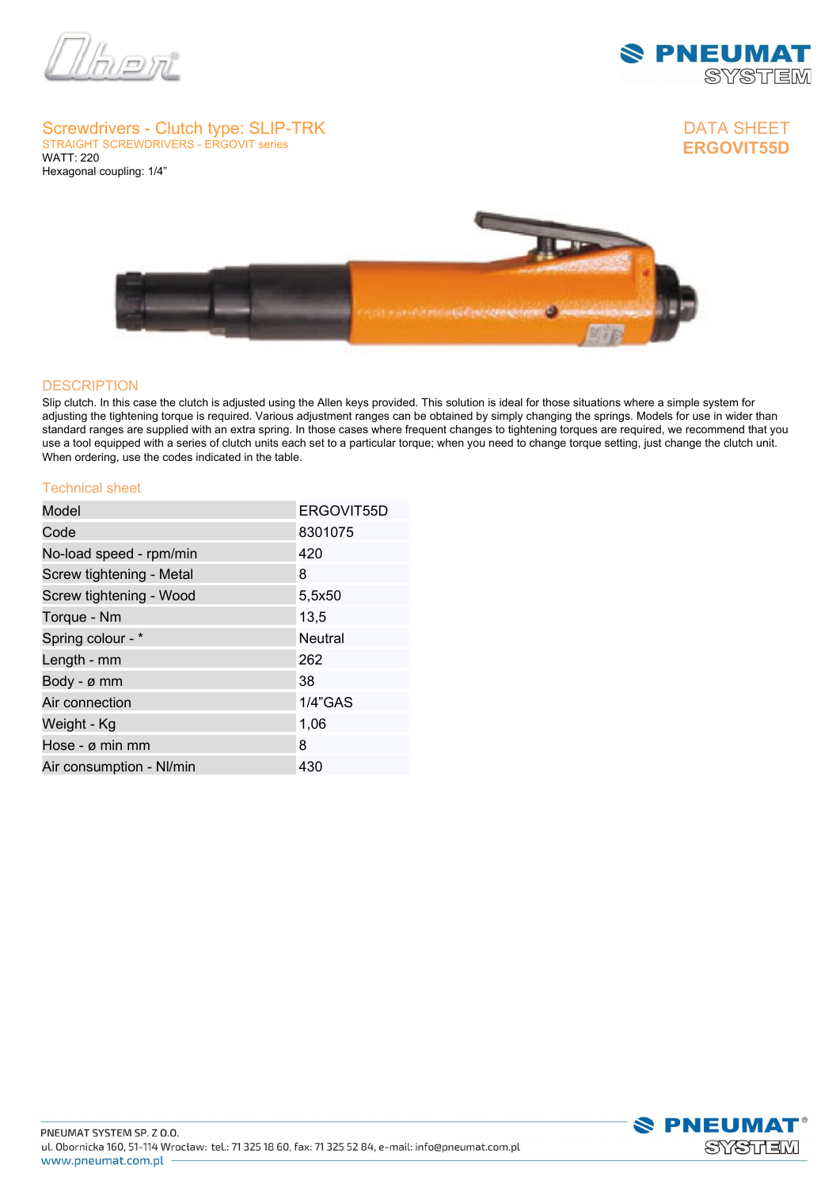## Screwdrivers - Clutch type: SLIP-TRK

STRAIGHT SCREWDRIVERS - ERGOVIT series

WATT: 220

Hexagonal coupling: 1/4”

DATA SHEET

**ERGOVIT55D**

### DESCRIPTION

Slip clutch. In this case the clutch is adjusted using the Allen keys provided. This solution is ideal for those situations where a simple system for adjusting the tightening torque is required. Various adjustment ranges can be obtained by simply changing the springs. Models for use in wider than standard ranges are supplied with an extra spring. In those cases where frequent changes to tightening torques are required, we recommend that you use a tool equipped with a series of clutch units each set to a particular torque; when you need to change torque setting, just change the clutch unit. When ordering, use the codes indicated in the table.

### Technical sheet

| Model | ERGOVIT55D |
|---|---|
| Code | 8301075 |
| No-load speed - rpm/min | 420 |
| Screw tightening - Metal | 8 |
| Screw tightening - Wood | 5,5x50 |
| Torque - Nm | 13,5 |
| Spring colour - * | Neutral |
| Length - mm | 262 |
| Body - ø mm | 38 |
| Air connection | 1/4”GAS |
| Weight - Kg | 1,06 |
| Hose - ø min mm | 8 |
| Air consumption - Nl/min | 430 |

PNEUMAT SYSTEM SP. Z O.O.
ul. Obornicka 160, 51-114 Wrocław: tel.: 71 325 18 60, fax: 71 325 52 84, e-mail: info@pneumat.com.pl
www.pneumat.com.pl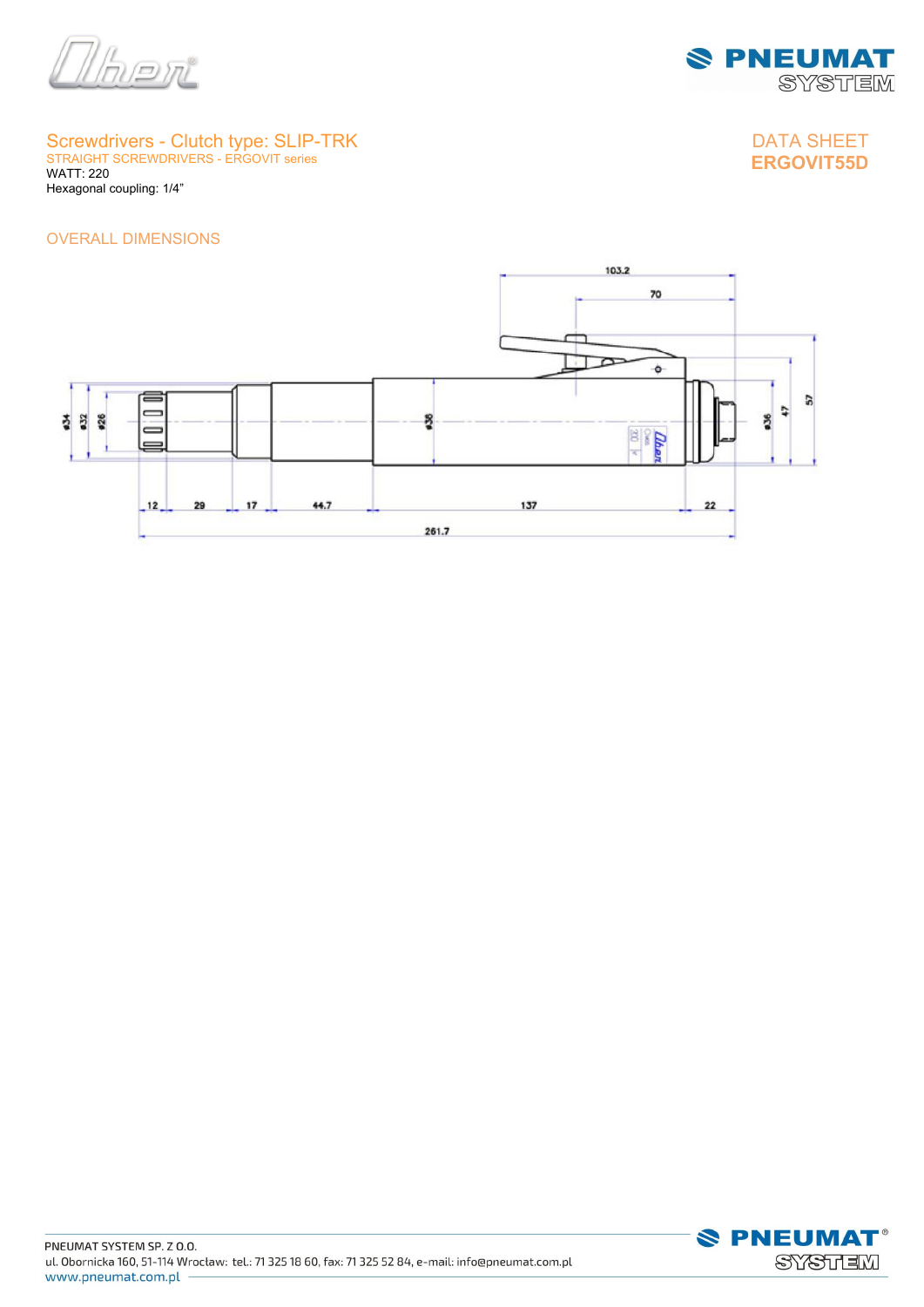# Screwdrivers - Clutch type: SLIP-TRK

STRAIGHT SCREWDRIVERS - ERGOVIT series

WATT: 220

Hexagonal coupling: 1/4"

DATA SHEET

**ERGOVIT55D**

## OVERALL DIMENSIONS

103.2

70

ø34 ø32 ø26

ø36

ø36 47 57

12 29 17 44.7 137 22

261.7

PNEUMAT SYSTEM SP. Z O.O.

ul. Obornicka 160, 51-114 Wrocław: tel.: 71 325 18 60, fax: 71 325 52 84, e-mail: info@pneumat.com.pl

www.pneumat.com.pl